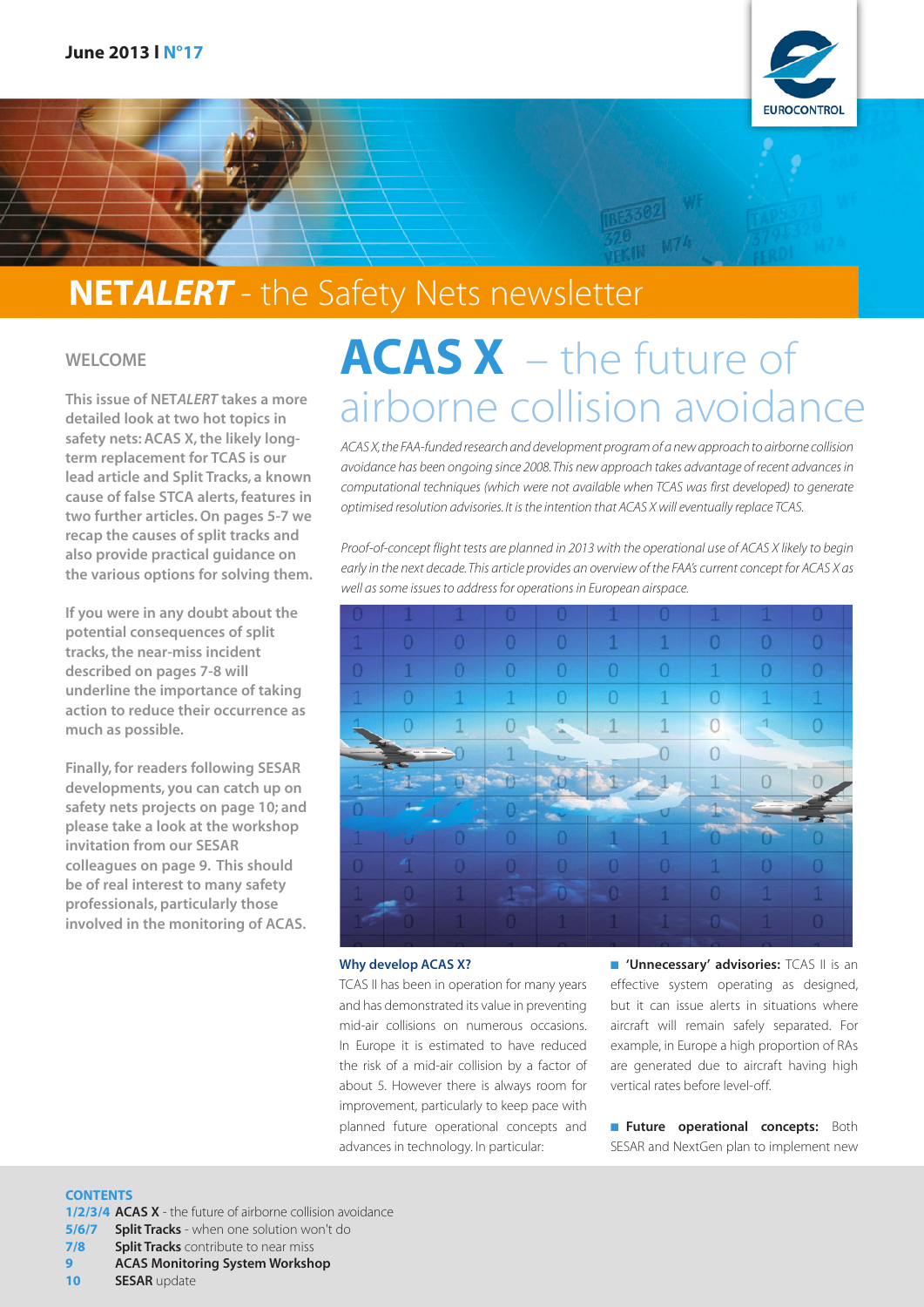June 2013 | N°17

# NET*ALERT* - the Safety Nets newsletter

## WELCOME

**This issue of NET*ALERT* takes a more detailed look at two hot topics in safety nets: ACAS X, the likely long-term replacement for TCAS is our lead article and Split Tracks, a known cause of false STCA alerts, features in two further articles. On pages 5-7 we recap the causes of split tracks and also provide practical guidance on the various options for solving them.**

**If you were in any doubt about the potential consequences of split tracks, the near-miss incident described on pages 7-8 will underline the importance of taking action to reduce their occurrence as much as possible.**

**Finally, for readers following SESAR developments, you can catch up on safety nets projects on page 10; and please take a look at the workshop invitation from our SESAR colleagues on page 9. This should be of real interest to many safety professionals, particularly those involved in the monitoring of ACAS.**

# ACAS X – the future of airborne collision avoidance

*ACAS X, the FAA-funded research and development program of a new approach to airborne collision avoidance has been ongoing since 2008. This new approach takes advantage of recent advances in computational techniques (which were not available when TCAS was first developed) to generate optimised resolution advisories. It is the intention that ACAS X will eventually replace TCAS.*

*Proof-of-concept flight tests are planned in 2013 with the operational use of ACAS X likely to begin early in the next decade. This article provides an overview of the FAA's current concept for ACAS X as well as some issues to address for operations in European airspace.*

### Why develop ACAS X?

TCAS II has been in operation for many years and has demonstrated its value in preventing mid-air collisions on numerous occasions. In Europe it is estimated to have reduced the risk of a mid-air collision by a factor of about 5. However there is always room for improvement, particularly to keep pace with planned future operational concepts and advances in technology. In particular:

- **'Unnecessary' advisories:** TCAS II is an effective system operating as designed, but it can issue alerts in situations where aircraft will remain safely separated. For example, in Europe a high proportion of RAs are generated due to aircraft having high vertical rates before level-off.
- **Future operational concepts:** Both SESAR and NextGen plan to implement new

**CONTENTS**

**1/2/3/4** **ACAS X** - the future of airborne collision avoidance
**5/6/7** **Split Tracks** - when one solution won't do
**7/8** **Split Tracks** contribute to near miss
**9** **ACAS Monitoring System Workshop**
**10** **SESAR** update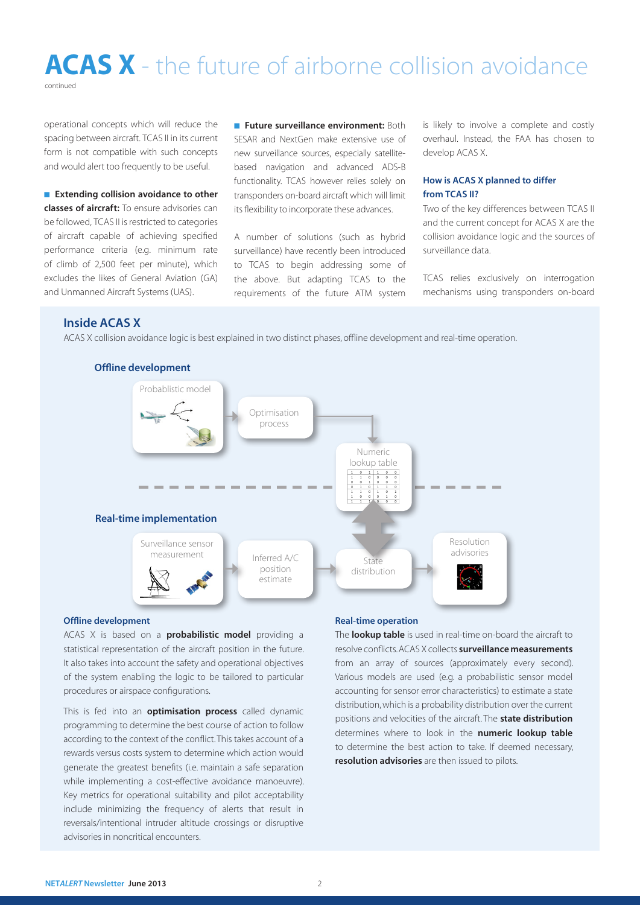# ACAS X - the future of airborne collision avoidance

continued

operational concepts which will reduce the spacing between aircraft. TCAS II in its current form is not compatible with such concepts and would alert too frequently to be useful.

- **Extending collision avoidance to other classes of aircraft:** To ensure advisories can be followed, TCAS II is restricted to categories of aircraft capable of achieving specified performance criteria (e.g. minimum rate of climb of 2,500 feet per minute), which excludes the likes of General Aviation (GA) and Unmanned Aircraft Systems (UAS).

- **Future surveillance environment:** Both SESAR and NextGen make extensive use of new surveillance sources, especially satellite-based navigation and advanced ADS-B functionality. TCAS however relies solely on transponders on-board aircraft which will limit its flexibility to incorporate these advances.

A number of solutions (such as hybrid surveillance) have recently been introduced to TCAS to begin addressing some of the above. But adapting TCAS to the requirements of the future ATM system is likely to involve a complete and costly overhaul. Instead, the FAA has chosen to develop ACAS X.

### How is ACAS X planned to differ from TCAS II?

Two of the key differences between TCAS II and the current concept for ACAS X are the collision avoidance logic and the sources of surveillance data.

TCAS relies exclusively on interrogation mechanisms using transponders on-board

## Inside ACAS X

ACAS X collision avoidance logic is best explained in two distinct phases, offline development and real-time operation.

**Offline development**

Probablistic model → Optimisation process → Numeric lookup table

**Real-time implementation**

Surveillance sensor measurement → Inferred A/C position estimate → State distribution → Resolution advisories

### Offline development

ACAS X is based on a **probabilistic model** providing a statistical representation of the aircraft position in the future. It also takes into account the safety and operational objectives of the system enabling the logic to be tailored to particular procedures or airspace configurations.

This is fed into an **optimisation process** called dynamic programming to determine the best course of action to follow according to the context of the conflict. This takes account of a rewards versus costs system to determine which action would generate the greatest benefits (i.e. maintain a safe separation while implementing a cost-effective avoidance manoeuvre). Key metrics for operational suitability and pilot acceptability include minimizing the frequency of alerts that result in reversals/intentional intruder altitude crossings or disruptive advisories in noncritical encounters.

### Real-time operation

The **lookup table** is used in real-time on-board the aircraft to resolve conflicts. ACAS X collects **surveillance measurements** from an array of sources (approximately every second). Various models are used (e.g. a probabilistic sensor model accounting for sensor error characteristics) to estimate a state distribution, which is a probability distribution over the current positions and velocities of the aircraft. The **state distribution** determines where to look in the **numeric lookup table** to determine the best action to take. If deemed necessary, **resolution advisories** are then issued to pilots.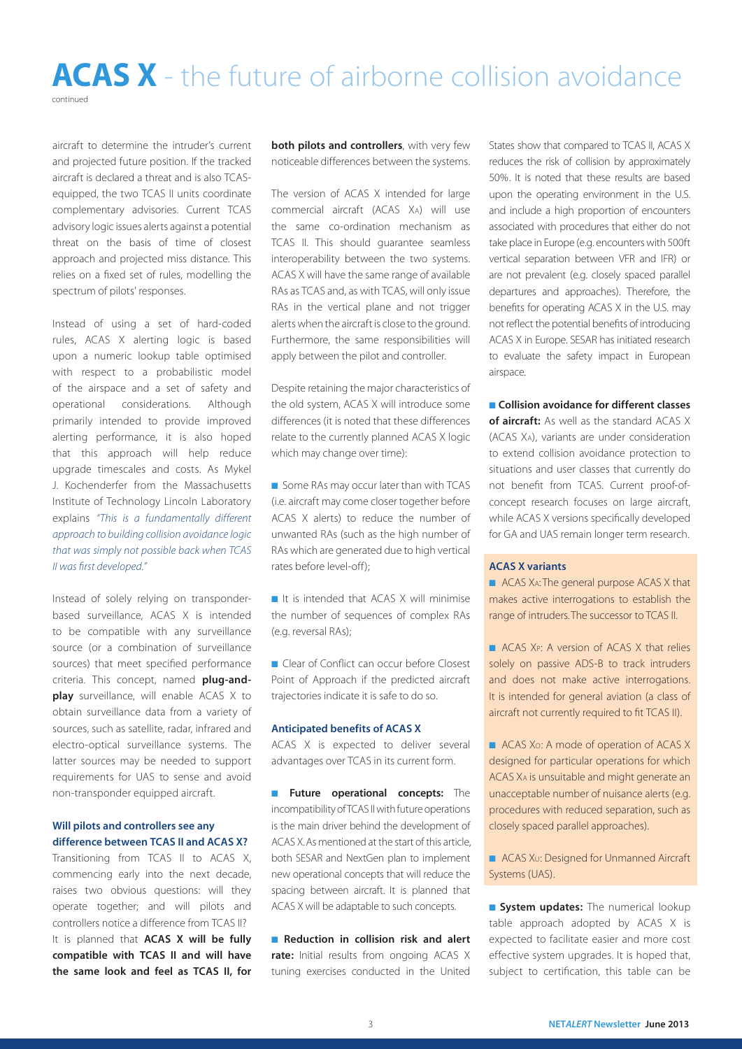# ACAS X - the future of airborne collision avoidance

continued

aircraft to determine the intruder's current and projected future position. If the tracked aircraft is declared a threat and is also TCAS-equipped, the two TCAS II units coordinate complementary advisories. Current TCAS advisory logic issues alerts against a potential threat on the basis of time of closest approach and projected miss distance. This relies on a fixed set of rules, modelling the spectrum of pilots' responses.

Instead of using a set of hard-coded rules, ACAS X alerting logic is based upon a numeric lookup table optimised with respect to a probabilistic model of the airspace and a set of safety and operational considerations. Although primarily intended to provide improved alerting performance, it is also hoped that this approach will help reduce upgrade timescales and costs. As Mykel J. Kochenderfer from the Massachusetts Institute of Technology Lincoln Laboratory explains *"This is a fundamentally different approach to building collision avoidance logic that was simply not possible back when TCAS II was first developed."*

Instead of solely relying on transponder-based surveillance, ACAS X is intended to be compatible with any surveillance source (or a combination of surveillance sources) that meet specified performance criteria. This concept, named **plug-and-play** surveillance, will enable ACAS X to obtain surveillance data from a variety of sources, such as satellite, radar, infrared and electro-optical surveillance systems. The latter sources may be needed to support requirements for UAS to sense and avoid non-transponder equipped aircraft.

### Will pilots and controllers see any difference between TCAS II and ACAS X?

Transitioning from TCAS II to ACAS X, commencing early into the next decade, raises two obvious questions: will they operate together; and will pilots and controllers notice a difference from TCAS II? It is planned that **ACAS X will be fully compatible with TCAS II and will have the same look and feel as TCAS II, for both pilots and controllers**, with very few noticeable differences between the systems.

The version of ACAS X intended for large commercial aircraft (ACAS $X_A$) will use the same co-ordination mechanism as TCAS II. This should guarantee seamless interoperability between the two systems. ACAS X will have the same range of available RAs as TCAS and, as with TCAS, will only issue RAs in the vertical plane and not trigger alerts when the aircraft is close to the ground. Furthermore, the same responsibilities will apply between the pilot and controller.

Despite retaining the major characteristics of the old system, ACAS X will introduce some differences (it is noted that these differences relate to the currently planned ACAS X logic which may change over time):

- Some RAs may occur later than with TCAS (i.e. aircraft may come closer together before ACAS X alerts) to reduce the number of unwanted RAs (such as the high number of RAs which are generated due to high vertical rates before level-off);
- It is intended that ACAS X will minimise the number of sequences of complex RAs (e.g. reversal RAs);
- Clear of Conflict can occur before Closest Point of Approach if the predicted aircraft trajectories indicate it is safe to do so.

### Anticipated benefits of ACAS X

ACAS X is expected to deliver several advantages over TCAS in its current form.

- **Future operational concepts:** The incompatibility of TCAS II with future operations is the main driver behind the development of ACAS X. As mentioned at the start of this article, both SESAR and NextGen plan to implement new operational concepts that will reduce the spacing between aircraft. It is planned that ACAS X will be adaptable to such concepts.

- **Reduction in collision risk and alert rate:** Initial results from ongoing ACAS X tuning exercises conducted in the United States show that compared to TCAS II, ACAS X reduces the risk of collision by approximately 50%. It is noted that these results are based upon the operating environment in the U.S. and include a high proportion of encounters associated with procedures that either do not take place in Europe (e.g. encounters with 500ft vertical separation between VFR and IFR) or are not prevalent (e.g. closely spaced parallel departures and approaches). Therefore, the benefits for operating ACAS X in the U.S. may not reflect the potential benefits of introducing ACAS X in Europe. SESAR has initiated research to evaluate the safety impact in European airspace.

- **Collision avoidance for different classes of aircraft:** As well as the standard ACAS X (ACAS $X_A$), variants are under consideration to extend collision avoidance protection to situations and user classes that currently do not benefit from TCAS. Current proof-of-concept research focuses on large aircraft, while ACAS X versions specifically developed for GA and UAS remain longer term research.

#### ACAS X variants

- ACAS $X_A$: The general purpose ACAS X that makes active interrogations to establish the range of intruders. The successor to TCAS II.
- ACAS $X_P$: A version of ACAS X that relies solely on passive ADS-B to track intruders and does not make active interrogations. It is intended for general aviation (a class of aircraft not currently required to fit TCAS II).
- ACAS $X_O$: A mode of operation of ACAS X designed for particular operations for which ACAS $X_A$ is unsuitable and might generate an unacceptable number of nuisance alerts (e.g. procedures with reduced separation, such as closely spaced parallel approaches).
- ACAS $X_U$: Designed for Unmanned Aircraft Systems (UAS).

- **System updates:** The numerical lookup table approach adopted by ACAS X is expected to facilitate easier and more cost effective system upgrades. It is hoped that, subject to certification, this table can be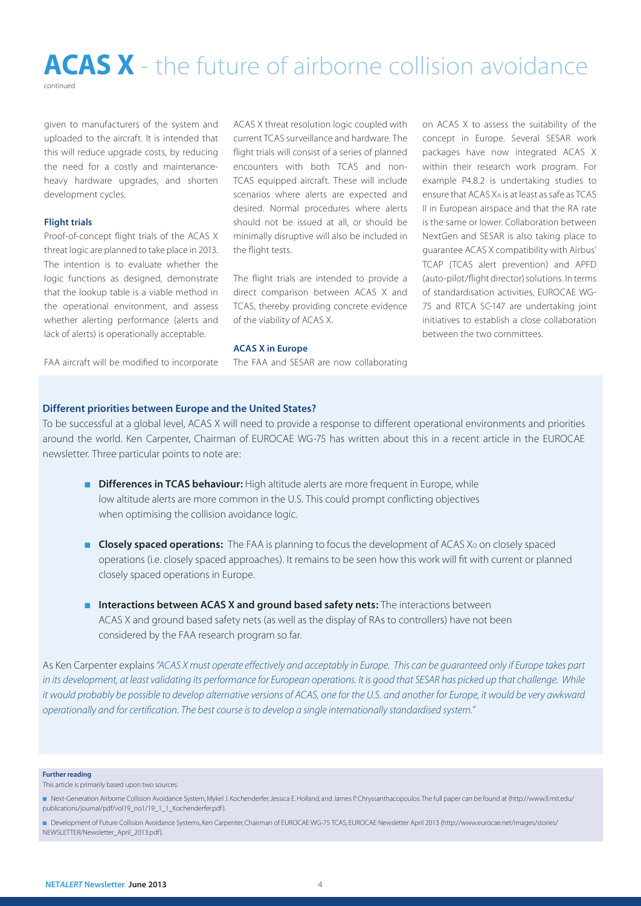# ACAS X - the future of airborne collision avoidance

continued

given to manufacturers of the system and uploaded to the aircraft. It is intended that this will reduce upgrade costs, by reducing the need for a costly and maintenance-heavy hardware upgrades, and shorten development cycles.

### Flight trials

Proof-of-concept flight trials of the ACAS X threat logic are planned to take place in 2013. The intention is to evaluate whether the logic functions as designed, demonstrate that the lookup table is a viable method in the operational environment, and assess whether alerting performance (alerts and lack of alerts) is operationally acceptable.

FAA aircraft will be modified to incorporate ACAS X threat resolution logic coupled with current TCAS surveillance and hardware. The flight trials will consist of a series of planned encounters with both TCAS and non-TCAS equipped aircraft. These will include scenarios where alerts are expected and desired. Normal procedures where alerts should not be issued at all, or should be minimally disruptive will also be included in the flight tests.

The flight trials are intended to provide a direct comparison between ACAS X and TCAS, thereby providing concrete evidence of the viability of ACAS X.

### ACAS X in Europe

The FAA and SESAR are now collaborating on ACAS X to assess the suitability of the concept in Europe. Several SESAR work packages have now integrated ACAS X within their research work program. For example P4.8.2 is undertaking studies to ensure that ACAS $X_A$ is at least as safe as TCAS II in European airspace and that the RA rate is the same or lower. Collaboration between NextGen and SESAR is also taking place to guarantee ACAS X compatibility with Airbus' TCAP (TCAS alert prevention) and APFD (auto-pilot/flight director) solutions. In terms of standardisation activities, EUROCAE WG-75 and RTCA SC-147 are undertaking joint initiatives to establish a close collaboration between the two committees.

### Different priorities between Europe and the United States?

To be successful at a global level, ACAS X will need to provide a response to different operational environments and priorities around the world. Ken Carpenter, Chairman of EUROCAE WG-75 has written about this in a recent article in the EUROCAE newsletter. Three particular points to note are:

- **Differences in TCAS behaviour:** High altitude alerts are more frequent in Europe, while low altitude alerts are more common in the U.S. This could prompt conflicting objectives when optimising the collision avoidance logic.
- **Closely spaced operations:** The FAA is planning to focus the development of ACAS $X_O$ on closely spaced operations (i.e. closely spaced approaches). It remains to be seen how this work will fit with current or planned closely spaced operations in Europe.
- **Interactions between ACAS X and ground based safety nets:** The interactions between ACAS X and ground based safety nets (as well as the display of RAs to controllers) have not been considered by the FAA research program so far.

As Ken Carpenter explains *"ACAS X must operate effectively and acceptably in Europe. This can be guaranteed only if Europe takes part in its development, at least validating its performance for European operations. It is good that SESAR has picked up that challenge. While it would probably be possible to develop alternative versions of ACAS, one for the U.S. and another for Europe, it would be very awkward operationally and for certification. The best course is to develop a single internationally standardised system."*

**Further reading**

This article is primarily based upon two sources:

- Next-Generation Airborne Collision Avoidance System, Mykel J. Kochenderfer, Jessica E. Holland, and James P. Chryssanthacopoulos. The full paper can be found at (http://www.ll.mit.edu/publications/journal/pdf/vol19_no1/19_1_1_Kochenderfer.pdf).
- Development of Future Collision Avoidance Systems, Ken Carpenter, Chairman of EUROCAE WG-75 TCAS, EUROCAE Newsletter April 2013 (http://www.eurocae.net/images/stories/NEWSLETTER/Newsletter_April_2013.pdf).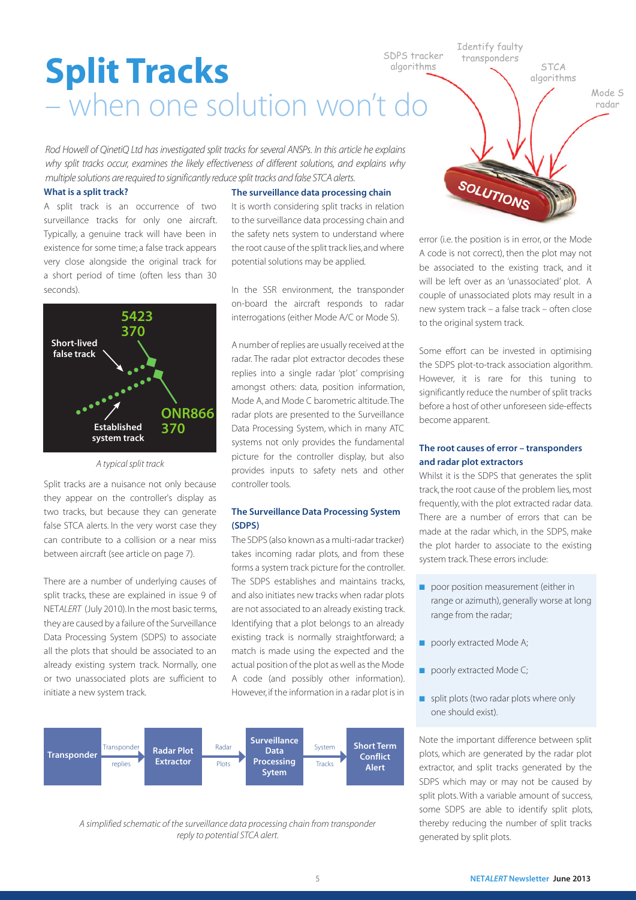# Split Tracks
## – when one solution won't do

*Rod Howell of QinetiQ Ltd has investigated split tracks for several ANSPs. In this article he explains why split tracks occur, examines the likely effectiveness of different solutions, and explains why multiple solutions are required to significantly reduce split tracks and false STCA alerts.*

### What is a split track?

A split track is an occurrence of two surveillance tracks for only one aircraft. Typically, a genuine track will have been in existence for some time; a false track appears very close alongside the original track for a short period of time (often less than 30 seconds).

*A typical split track*

Split tracks are a nuisance not only because they appear on the controller's display as two tracks, but because they can generate false STCA alerts. In the very worst case they can contribute to a collision or a near miss between aircraft (see article on page 7).

There are a number of underlying causes of split tracks, these are explained in issue 9 of NET*ALERT* (July 2010). In the most basic terms, they are caused by a failure of the Surveillance Data Processing System (SDPS) to associate all the plots that should be associated to an already existing system track. Normally, one or two unassociated plots are sufficient to initiate a new system track.

### The surveillance data processing chain

It is worth considering split tracks in relation to the surveillance data processing chain and the safety nets system to understand where the root cause of the split track lies, and where potential solutions may be applied.

In the SSR environment, the transponder on-board the aircraft responds to radar interrogations (either Mode A/C or Mode S).

A number of replies are usually received at the radar. The radar plot extractor decodes these replies into a single radar 'plot' comprising amongst others: data, position information, Mode A, and Mode C barometric altitude. The radar plots are presented to the Surveillance Data Processing System, which in many ATC systems not only provides the fundamental picture for the controller display, but also provides inputs to safety nets and other controller tools.

### The Surveillance Data Processing System (SDPS)

The SDPS (also known as a multi-radar tracker) takes incoming radar plots, and from these forms a system track picture for the controller. The SDPS establishes and maintains tracks, and also initiates new tracks when radar plots are not associated to an already existing track. Identifying that a plot belongs to an already existing track is normally straightforward; a match is made using the expected and the actual position of the plot as well as the Mode A code (and possibly other information). However, if the information in a radar plot is in error (i.e. the position is in error, or the Mode A code is not correct), then the plot may not be associated to the existing track, and it will be left over as an 'unassociated' plot. A couple of unassociated plots may result in a new system track – a false track – often close to the original system track.

Some effort can be invested in optimising the SDPS plot-to-track association algorithm. However, it is rare for this tuning to significantly reduce the number of split tracks before a host of other unforeseen side-effects become apparent.

*A simplified schematic of the surveillance data processing chain from transponder reply to potential STCA alert.*

### The root causes of error – transponders and radar plot extractors

Whilst it is the SDPS that generates the split track, the root cause of the problem lies, most frequently, with the plot extracted radar data. There are a number of errors that can be made at the radar which, in the SDPS, make the plot harder to associate to the existing system track. These errors include:

- poor position measurement (either in range or azimuth), generally worse at long range from the radar;
- poorly extracted Mode A;
- poorly extracted Mode C;
- split plots (two radar plots where only one should exist).

Note the important difference between split plots, which are generated by the radar plot extractor, and split tracks generated by the SDPS which may or may not be caused by split plots. With a variable amount of success, some SDPS are able to identify split plots, thereby reducing the number of split tracks generated by split plots.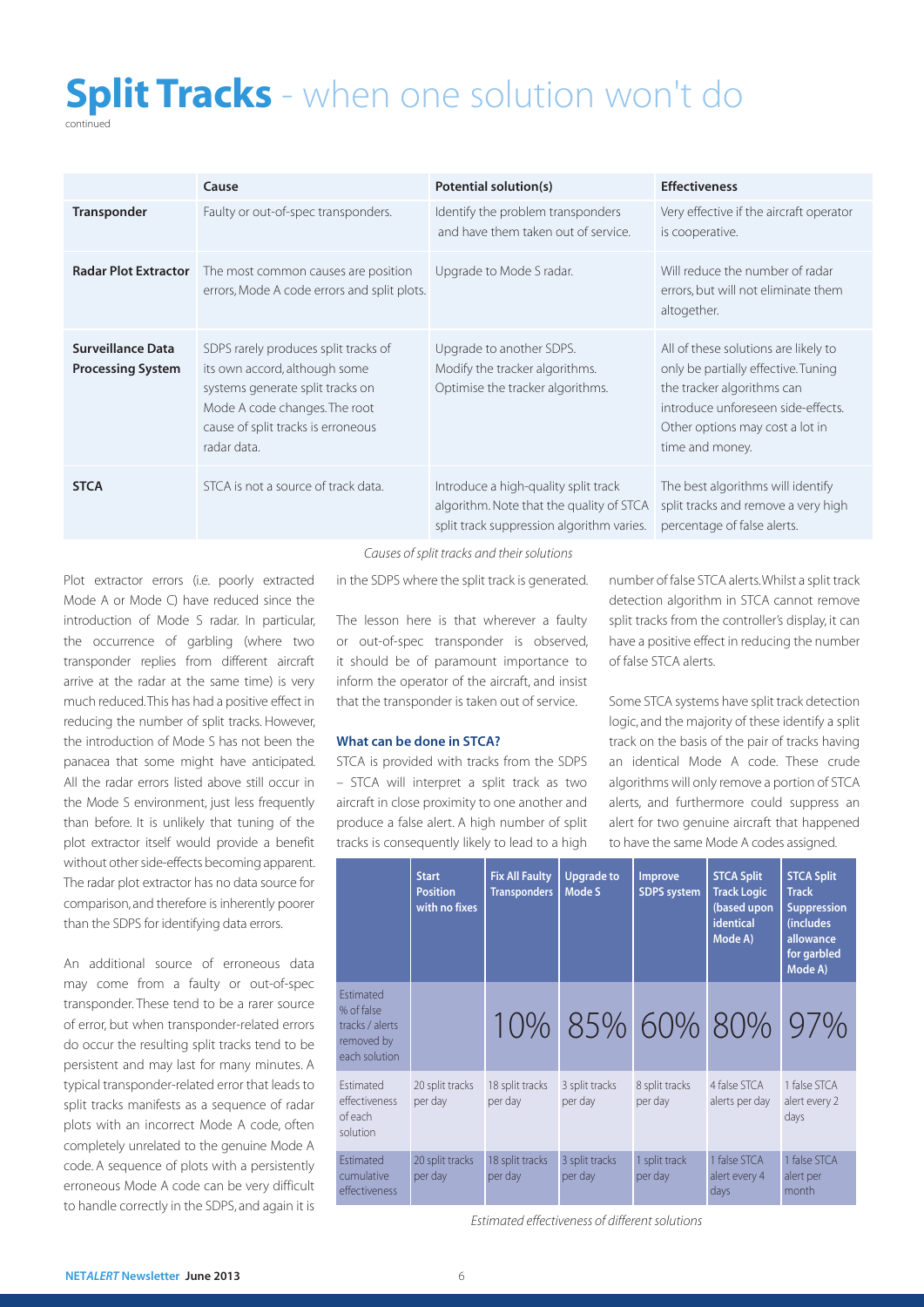# **Split Tracks** - when one solution won't do

continued

| | Cause | Potential solution(s) | Effectiveness |
|---|---|---|---|
| **Transponder** | Faulty or out-of-spec transponders. | Identify the problem transponders and have them taken out of service. | Very effective if the aircraft operator is cooperative. |
| **Radar Plot Extractor** | The most common causes are position errors, Mode A code errors and split plots. | Upgrade to Mode S radar. | Will reduce the number of radar errors, but will not eliminate them altogether. |
| **Surveillance Data Processing System** | SDPS rarely produces split tracks of its own accord, although some systems generate split tracks on Mode A code changes. The root cause of split tracks is erroneous radar data. | Upgrade to another SDPS. Modify the tracker algorithms. Optimise the tracker algorithms. | All of these solutions are likely to only be partially effective. Tuning the tracker algorithms can introduce unforeseen side-effects. Other options may cost a lot in time and money. |
| **STCA** | STCA is not a source of track data. | Introduce a high-quality split track algorithm. Note that the quality of STCA split track suppression algorithm varies. | The best algorithms will identify split tracks and remove a very high percentage of false alerts. |

*Causes of split tracks and their solutions*

Plot extractor errors (i.e. poorly extracted Mode A or Mode C) have reduced since the introduction of Mode S radar. In particular, the occurrence of garbling (where two transponder replies from different aircraft arrive at the radar at the same time) is very much reduced. This has had a positive effect in reducing the number of split tracks. However, the introduction of Mode S has not been the panacea that some might have anticipated. All the radar errors listed above still occur in the Mode S environment, just less frequently than before. It is unlikely that tuning of the plot extractor itself would provide a benefit without other side-effects becoming apparent. The radar plot extractor has no data source for comparison, and therefore is inherently poorer than the SDPS for identifying data errors.

An additional source of erroneous data may come from a faulty or out-of-spec transponder. These tend to be a rarer source of error, but when transponder-related errors do occur the resulting split tracks tend to be persistent and may last for many minutes. A typical transponder-related error that leads to split tracks manifests as a sequence of radar plots with an incorrect Mode A code, often completely unrelated to the genuine Mode A code. A sequence of plots with a persistently erroneous Mode A code can be very difficult to handle correctly in the SDPS, and again it is in the SDPS where the split track is generated.

The lesson here is that wherever a faulty or out-of-spec transponder is observed, it should be of paramount importance to inform the operator of the aircraft, and insist that the transponder is taken out of service.

### What can be done in STCA?

STCA is provided with tracks from the SDPS – STCA will interpret a split track as two aircraft in close proximity to one another and produce a false alert. A high number of split tracks is consequently likely to lead to a high number of false STCA alerts. Whilst a split track detection algorithm in STCA cannot remove split tracks from the controller's display, it can have a positive effect in reducing the number of false STCA alerts.

Some STCA systems have split track detection logic, and the majority of these identify a split track on the basis of the pair of tracks having an identical Mode A code. These crude algorithms will only remove a portion of STCA alerts, and furthermore could suppress an alert for two genuine aircraft that happened to have the same Mode A codes assigned.

| | Start Position with no fixes | Fix All Faulty Transponders | Upgrade to Mode S | Improve SDPS system | STCA Split Track Logic (based upon identical Mode A) | STCA Split Track Suppression (includes allowance for garbled Mode A) |
|---|---|---|---|---|---|---|
| Estimated % of false tracks / alerts removed by each solution | | 10% | 85% | 60% | 80% | 97% |
| Estimated effectiveness of each solution | 20 split tracks per day | 18 split tracks per day | 3 split tracks per day | 8 split tracks per day | 4 false STCA alerts per day | 1 false STCA alert every 2 days |
| Estimated cumulative effectiveness | 20 split tracks per day | 18 split tracks per day | 3 split tracks per day | 1 split track per day | 1 false STCA alert every 4 days | 1 false STCA alert per month |

*Estimated effectiveness of different solutions*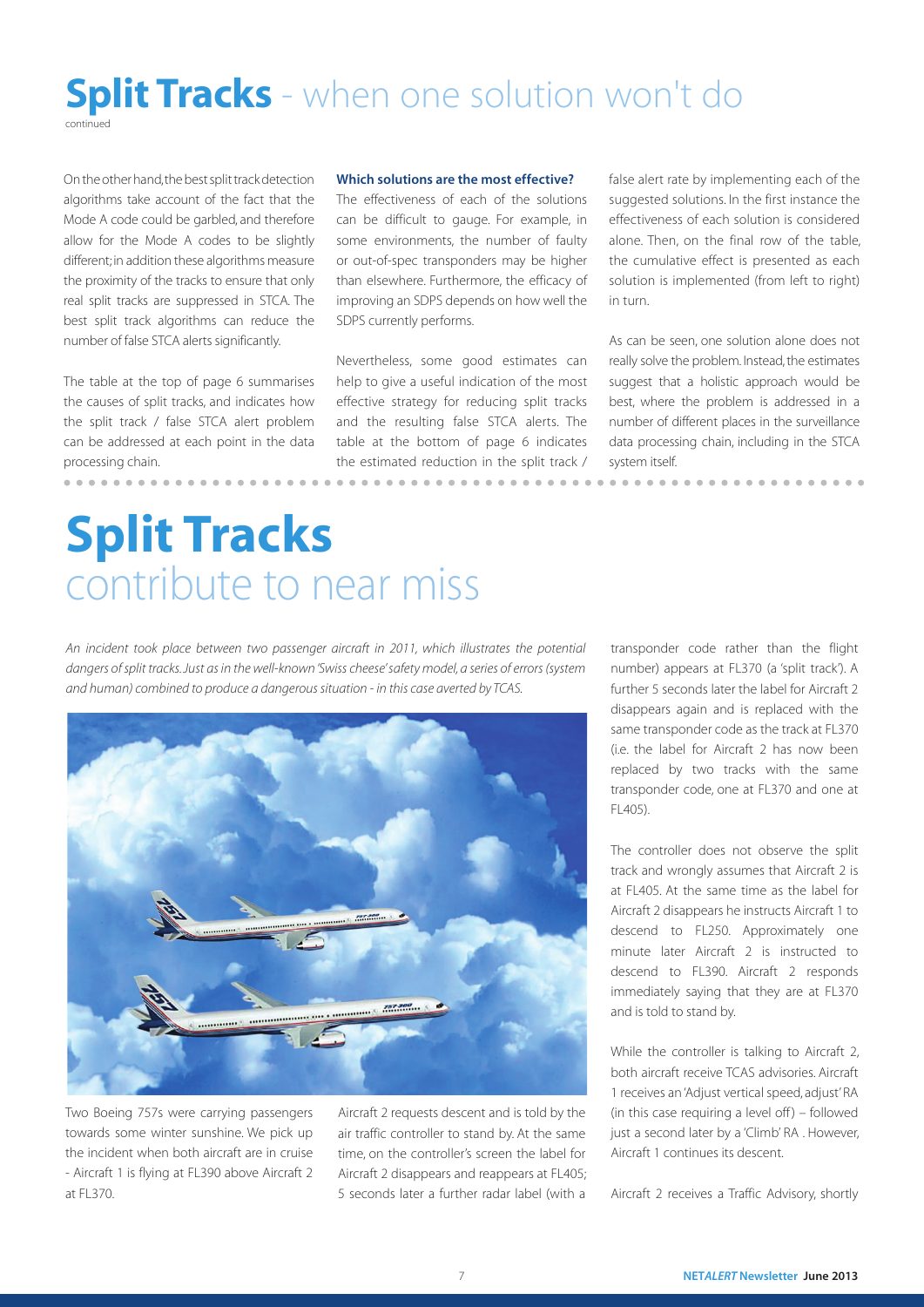# **Split Tracks** - when one solution won't do

continued

On the other hand, the best split track detection algorithms take account of the fact that the Mode A code could be garbled, and therefore allow for the Mode A codes to be slightly different; in addition these algorithms measure the proximity of the tracks to ensure that only real split tracks are suppressed in STCA. The best split track algorithms can reduce the number of false STCA alerts significantly.

The table at the top of page 6 summarises the causes of split tracks, and indicates how the split track / false STCA alert problem can be addressed at each point in the data processing chain.

**Which solutions are the most effective?**

The effectiveness of each of the solutions can be difficult to gauge. For example, in some environments, the number of faulty or out-of-spec transponders may be higher than elsewhere. Furthermore, the efficacy of improving an SDPS depends on how well the SDPS currently performs.

Nevertheless, some good estimates can help to give a useful indication of the most effective strategy for reducing split tracks and the resulting false STCA alerts. The table at the bottom of page 6 indicates the estimated reduction in the split track / false alert rate by implementing each of the suggested solutions. In the first instance the effectiveness of each solution is considered alone. Then, on the final row of the table, the cumulative effect is presented as each solution is implemented (from left to right) in turn.

As can be seen, one solution alone does not really solve the problem. Instead, the estimates suggest that a holistic approach would be best, where the problem is addressed in a number of different places in the surveillance data processing chain, including in the STCA system itself.

# **Split Tracks** contribute to near miss

*An incident took place between two passenger aircraft in 2011, which illustrates the potential dangers of split tracks. Just as in the well-known 'Swiss cheese' safety model, a series of errors (system and human) combined to produce a dangerous situation - in this case averted by TCAS.*

Two Boeing 757s were carrying passengers towards some winter sunshine. We pick up the incident when both aircraft are in cruise - Aircraft 1 is flying at FL390 above Aircraft 2 at FL370.

Aircraft 2 requests descent and is told by the air traffic controller to stand by. At the same time, on the controller's screen the label for Aircraft 2 disappears and reappears at FL405; 5 seconds later a further radar label (with a transponder code rather than the flight number) appears at FL370 (a 'split track'). A further 5 seconds later the label for Aircraft 2 disappears again and is replaced with the same transponder code as the track at FL370 (i.e. the label for Aircraft 2 has now been replaced by two tracks with the same transponder code, one at FL370 and one at FL405).

The controller does not observe the split track and wrongly assumes that Aircraft 2 is at FL405. At the same time as the label for Aircraft 2 disappears he instructs Aircraft 1 to descend to FL250. Approximately one minute later Aircraft 2 is instructed to descend to FL390. Aircraft 2 responds immediately saying that they are at FL370 and is told to stand by.

While the controller is talking to Aircraft 2, both aircraft receive TCAS advisories. Aircraft 1 receives an 'Adjust vertical speed, adjust' RA (in this case requiring a level off) – followed just a second later by a 'Climb' RA . However, Aircraft 1 continues its descent.

Aircraft 2 receives a Traffic Advisory, shortly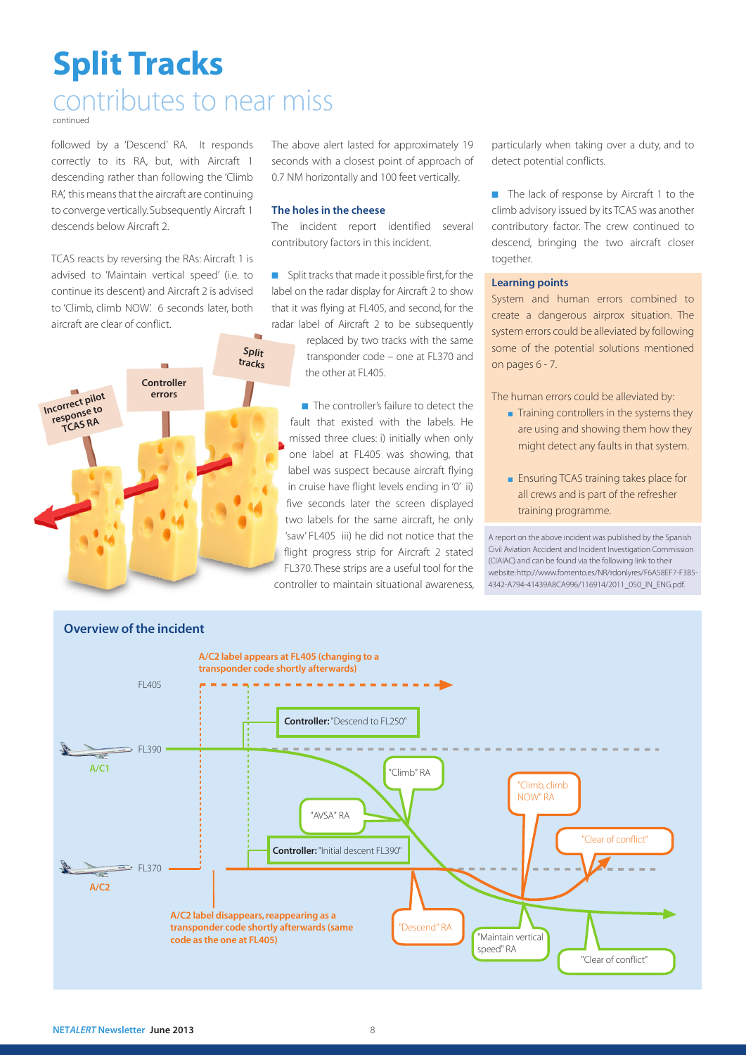# Split Tracks

## contributes to near miss

continued

followed by a 'Descend' RA. It responds correctly to its RA, but, with Aircraft 1 descending rather than following the 'Climb RA', this means that the aircraft are continuing to converge vertically. Subsequently Aircraft 1 descends below Aircraft 2.

TCAS reacts by reversing the RAs: Aircraft 1 is advised to 'Maintain vertical speed' (i.e. to continue its descent) and Aircraft 2 is advised to 'Climb, climb NOW'. 6 seconds later, both aircraft are clear of conflict.

The above alert lasted for approximately 19 seconds with a closest point of approach of 0.7 NM horizontally and 100 feet vertically.

### The holes in the cheese

The incident report identified several contributory factors in this incident.

- Split tracks that made it possible first, for the label on the radar display for Aircraft 2 to show that it was flying at FL405, and second, for the radar label of Aircraft 2 to be subsequently replaced by two tracks with the same transponder code – one at FL370 and the other at FL405.

- The controller's failure to detect the fault that existed with the labels. He missed three clues: i) initially when only one label at FL405 was showing, that label was suspect because aircraft flying in cruise have flight levels ending in '0' ii) five seconds later the screen displayed two labels for the same aircraft, he only 'saw' FL405 iii) he did not notice that the flight progress strip for Aircraft 2 stated FL370. These strips are a useful tool for the controller to maintain situational awareness, particularly when taking over a duty, and to detect potential conflicts.

- The lack of response by Aircraft 1 to the climb advisory issued by its TCAS was another contributory factor. The crew continued to descend, bringing the two aircraft closer together.

### Learning points

System and human errors combined to create a dangerous airprox situation. The system errors could be alleviated by following some of the potential solutions mentioned on pages 6 - 7.

The human errors could be alleviated by:

- Training controllers in the systems they are using and showing them how they might detect any faults in that system.
- Ensuring TCAS training takes place for all crews and is part of the refresher training programme.

A report on the above incident was published by the Spanish Civil Aviation Accident and Incident Investigation Commission (CIAIAC) and can be found via the following link to their website: http://www.fomento.es/NR/rdonlyres/F6A58EF7-F3B5-4342-A794-41439A8CA996/116914/2011_050_IN_ENG.pdf.

### Overview of the incident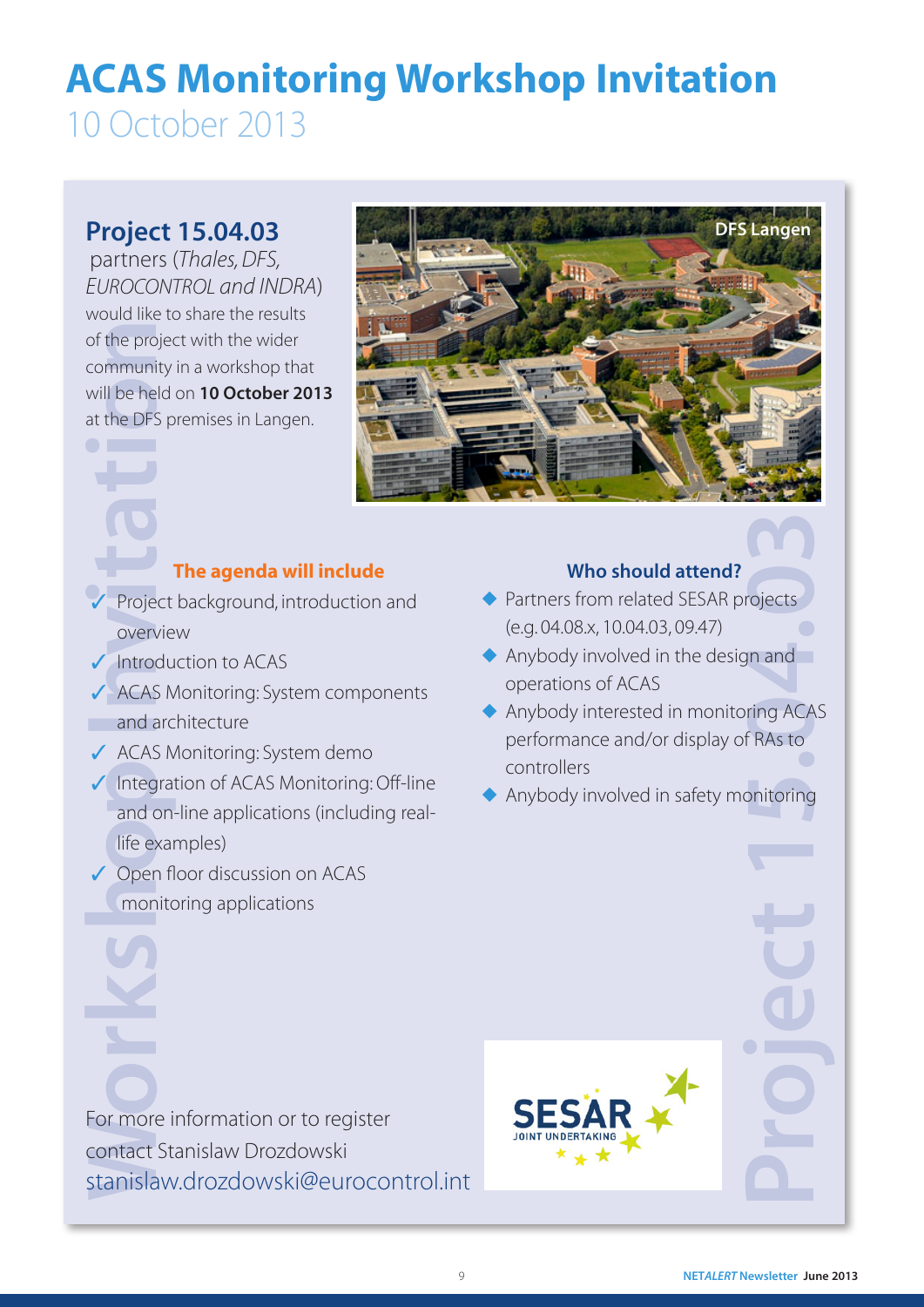# ACAS Monitoring Workshop Invitation

10 October 2013

## Project 15.04.03

partners (*Thales, DFS, EUROCONTROL and INDRA*) would like to share the results of the project with the wider community in a workshop that will be held on **10 October 2013** at the DFS premises in Langen.

DFS Langen

### The agenda will include

- ✓ Project background, introduction and overview
- ✓ Introduction to ACAS
- ✓ ACAS Monitoring: System components and architecture
- ✓ ACAS Monitoring: System demo
- ✓ Integration of ACAS Monitoring: Off-line and on-line applications (including real-life examples)
- ✓ Open floor discussion on ACAS monitoring applications

### Who should attend?

- Partners from related SESAR projects (e.g. 04.08.x, 10.04.03, 09.47)
- Anybody involved in the design and operations of ACAS
- Anybody interested in monitoring ACAS performance and/or display of RAs to controllers
- Anybody involved in safety monitoring

For more information or to register contact Stanislaw Drozdowski
stanislaw.drozdowski@eurocontrol.int

SESAR JOINT UNDERTAKING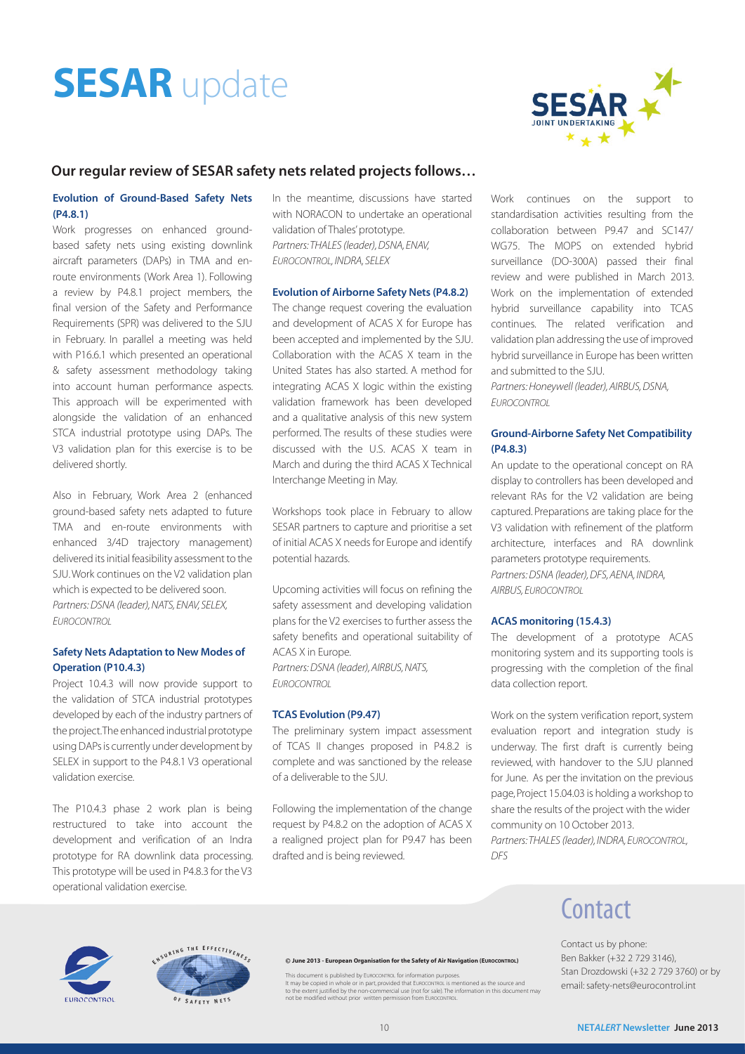# SESAR update

## Our regular review of SESAR safety nets related projects follows…

### Evolution of Ground-Based Safety Nets (P4.8.1)

Work progresses on enhanced ground-based safety nets using existing downlink aircraft parameters (DAPs) in TMA and en-route environments (Work Area 1). Following a review by P4.8.1 project members, the final version of the Safety and Performance Requirements (SPR) was delivered to the SJU in February. In parallel a meeting was held with P16.6.1 which presented an operational & safety assessment methodology taking into account human performance aspects. This approach will be experimented with alongside the validation of an enhanced STCA industrial prototype using DAPs. The V3 validation plan for this exercise is to be delivered shortly.

Also in February, Work Area 2 (enhanced ground-based safety nets adapted to future TMA and en-route environments with enhanced 3/4D trajectory management) delivered its initial feasibility assessment to the SJU. Work continues on the V2 validation plan which is expected to be delivered soon.

*Partners: DSNA (leader), NATS, ENAV, SELEX, EUROCONTROL*

### Safety Nets Adaptation to New Modes of Operation (P10.4.3)

Project 10.4.3 will now provide support to the validation of STCA industrial prototypes developed by each of the industry partners of the project. The enhanced industrial prototype using DAPs is currently under development by SELEX in support to the P4.8.1 V3 operational validation exercise.

The P10.4.3 phase 2 work plan is being restructured to take into account the development and verification of an Indra prototype for RA downlink data processing. This prototype will be used in P4.8.3 for the V3 operational validation exercise.

In the meantime, discussions have started with NORACON to undertake an operational validation of Thales' prototype.

*Partners: THALES (leader), DSNA, ENAV, EUROCONTROL, INDRA, SELEX*

### Evolution of Airborne Safety Nets (P4.8.2)

The change request covering the evaluation and development of ACAS X for Europe has been accepted and implemented by the SJU. Collaboration with the ACAS X team in the United States has also started. A method for integrating ACAS X logic within the existing validation framework has been developed and a qualitative analysis of this new system performed. The results of these studies were discussed with the U.S. ACAS X team in March and during the third ACAS X Technical Interchange Meeting in May.

Workshops took place in February to allow SESAR partners to capture and prioritise a set of initial ACAS X needs for Europe and identify potential hazards.

Upcoming activities will focus on refining the safety assessment and developing validation plans for the V2 exercises to further assess the safety benefits and operational suitability of ACAS X in Europe.

*Partners: DSNA (leader), AIRBUS, NATS, EUROCONTROL*

### TCAS Evolution (P9.47)

The preliminary system impact assessment of TCAS II changes proposed in P4.8.2 is complete and was sanctioned by the release of a deliverable to the SJU.

Following the implementation of the change request by P4.8.2 on the adoption of ACAS X a realigned project plan for P9.47 has been drafted and is being reviewed.

Work continues on the support to standardisation activities resulting from the collaboration between P9.47 and SC147/WG75. The MOPS on extended hybrid surveillance (DO-300A) passed their final review and were published in March 2013. Work on the implementation of extended hybrid surveillance capability into TCAS continues. The related verification and validation plan addressing the use of improved hybrid surveillance in Europe has been written and submitted to the SJU.

*Partners: Honeywell (leader), AIRBUS, DSNA, EUROCONTROL*

### Ground-Airborne Safety Net Compatibility (P4.8.3)

An update to the operational concept on RA display to controllers has been developed and relevant RAs for the V2 validation are being captured. Preparations are taking place for the V3 validation with refinement of the platform architecture, interfaces and RA downlink parameters prototype requirements.

*Partners: DSNA (leader), DFS, AENA, INDRA, AIRBUS, EUROCONTROL*

### ACAS monitoring (15.4.3)

The development of a prototype ACAS monitoring system and its supporting tools is progressing with the completion of the final data collection report.

Work on the system verification report, system evaluation report and integration study is underway. The first draft is currently being reviewed, with handover to the SJU planned for June. As per the invitation on the previous page, Project 15.04.03 is holding a workshop to share the results of the project with the wider community on 10 October 2013.

*Partners: THALES (leader), INDRA, EUROCONTROL, DFS*

## Contact

Contact us by phone:
Ben Bakker (+32 2 729 3146),
Stan Drozdowski (+32 2 729 3760) or by
email: safety-nets@eurocontrol.int

**© June 2013 - European Organisation for the Safety of Air Navigation (EUROCONTROL)**

This document is published by EUROCONTROL for information purposes.
It may be copied in whole or in part, provided that EUROCONTROL is mentioned as the source and to the extent justified by the non-commercial use (not for sale). The information in this document may not be modified without prior written permission from EUROCONTROL.